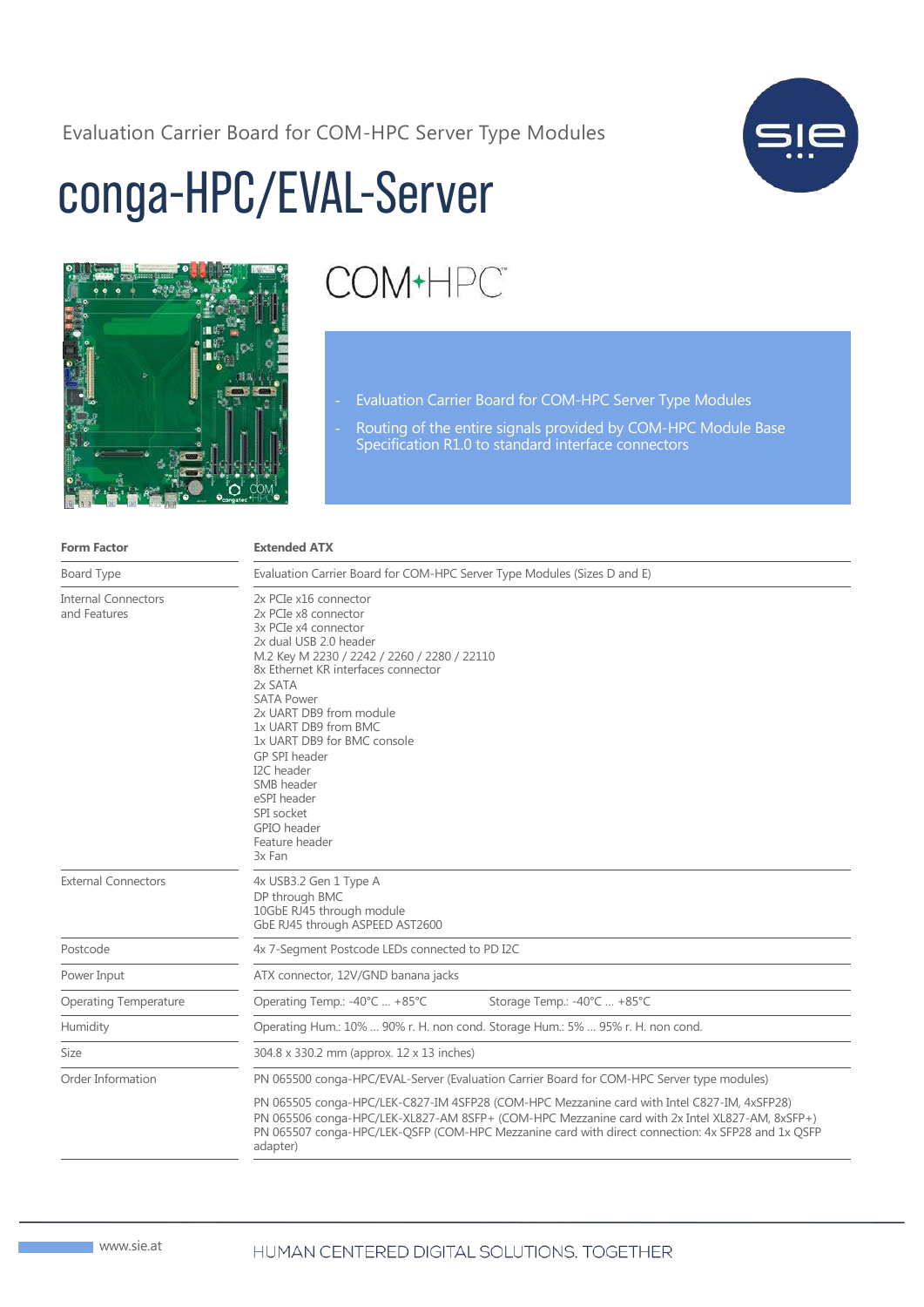Evaluation Carrier Board for COM-HPC Server Type Modules

# conga-HPC/EVAL-Server

COM-HPC

- Evaluation Carrier Board for COM-HPC Server Type Modules
- Routing of the entire signals provided by COM-HPC Module Base Specification R1.0 to standard interface connectors

| **Form Factor** | **Extended ATX** |
|---|---|
| Board Type | Evaluation Carrier Board for COM-HPC Server Type Modules (Sizes D and E) |
| Internal Connectors and Features | 2x PCIe x16 connector<br>2x PCIe x8 connector<br>3x PCIe x4 connector<br>2x dual USB 2.0 header<br>M.2 Key M 2230 / 2242 / 2260 / 2280 / 22110<br>8x Ethernet KR interfaces connector<br>2x SATA<br>SATA Power<br>2x UART DB9 from module<br>1x UART DB9 from BMC<br>1x UART DB9 for BMC console<br>GP SPI header<br>I2C header<br>SMB header<br>eSPI header<br>SPI socket<br>GPIO header<br>Feature header<br>3x Fan |
| External Connectors | 4x USB3.2 Gen 1 Type A<br>DP through BMC<br>10GbE RJ45 through module<br>GbE RJ45 through ASPEED AST2600 |
| Postcode | 4x 7-Segment Postcode LEDs connected to PD I2C |
| Power Input | ATX connector, 12V/GND banana jacks |
| Operating Temperature | Operating Temp.: -40°C ... +85°C Storage Temp.: -40°C ... +85°C |
| Humidity | Operating Hum.: 10% ... 90% r. H. non cond. Storage Hum.: 5% ... 95% r. H. non cond. |
| Size | 304.8 x 330.2 mm (approx. 12 x 13 inches) |
| Order Information | PN 065500 conga-HPC/EVAL-Server (Evaluation Carrier Board for COM-HPC Server type modules)<br><br>PN 065505 conga-HPC/LEK-C827-IM 4SFP28 (COM-HPC Mezzanine card with Intel C827-IM, 4xSFP28)<br>PN 065506 conga-HPC/LEK-XL827-AM 8SFP+ (COM-HPC Mezzanine card with 2x Intel XL827-AM, 8xSFP+)<br>PN 065507 conga-HPC/LEK-QSFP (COM-HPC Mezzanine card with direct connection: 4x SFP28 and 1x QSFP adapter) |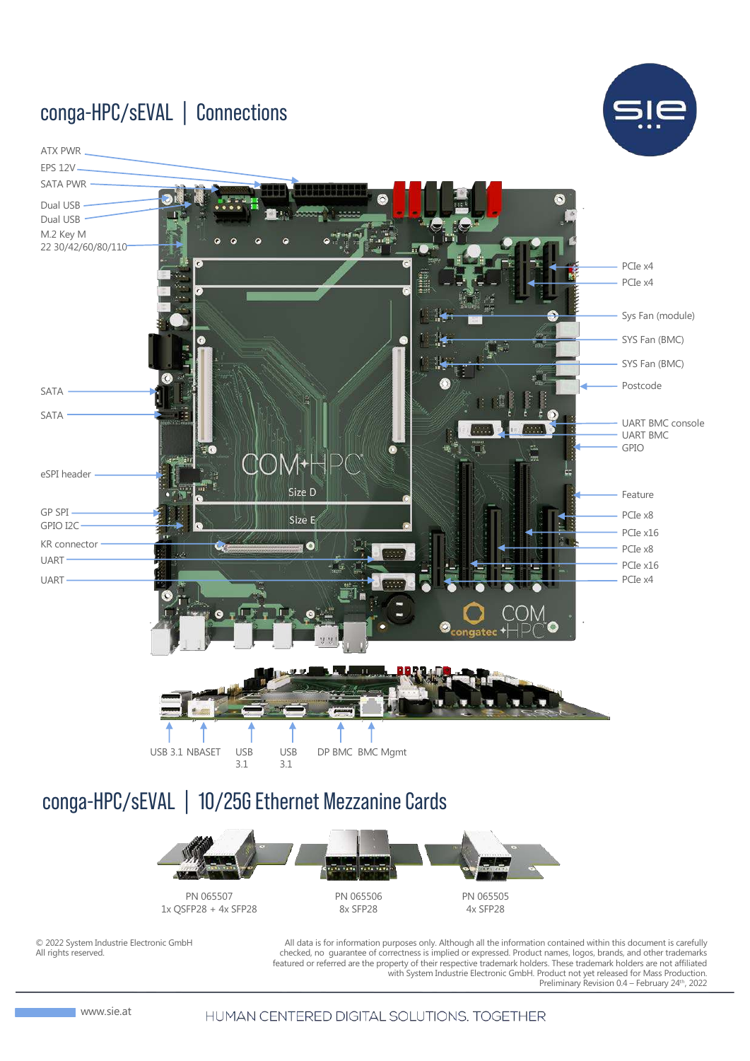## conga-HPC/sEVAL | Connections

ATX PWR
EPS 12V
SATA PWR
Dual USB
Dual USB
M.2 Key M
22 30/42/60/80/110

SATA
SATA

eSPI header

GP SPI
GPIO I2C
KR connector
UART
UART

PCIe x4
PCIe x4
Sys Fan (module)
SYS Fan (BMC)
SYS Fan (BMC)
Postcode
UART BMC console
UART BMC
GPIO
Feature
PCIe x8
PCIe x16
PCIe x8
PCIe x16
PCIe x4

USB 3.1 NBASET USB 3.1 USB 3.1 DP BMC BMC Mgmt

## conga-HPC/sEVAL | 10/25G Ethernet Mezzanine Cards

PN 065507
1x QSFP28 + 4x SFP28

PN 065506
8x SFP28

PN 065505
4x SFP28

© 2022 System Industrie Electronic GmbH
All rights reserved.

All data is for information purposes only. Although all the information contained within this document is carefully checked, no guarantee of correctness is implied or expressed. Product names, logos, brands, and other trademarks featured or referred are the property of their respective trademark holders. These trademark holders are not affiliated with System Industrie Electronic GmbH. Product not yet released for Mass Production.
Preliminary Revision 0.4 – February 24th, 2022

www.sie.at

HUMAN CENTERED DIGITAL SOLUTIONS. TOGETHER